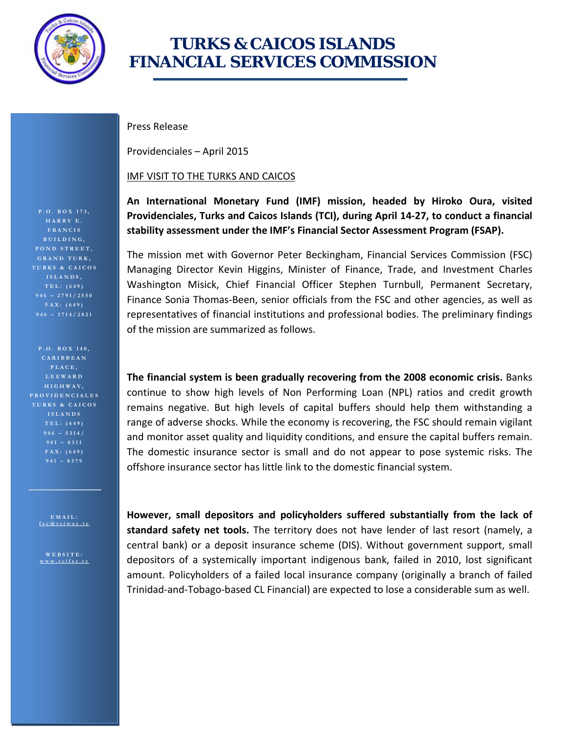# TURKS & CAICOS ISLANDS FINANCIAL SERVICES COMMISSION

P.O. BOX 173, HARRY E. FRANCIS BUILDING, POND STREET, GRAND TURK, TURKS & CAICOS ISLANDS, TEL: (649) 946 – 2791/2550 FAX: (649) 946 – 1714/2821

P.O. BOX 140, CARIBBEAN PLACE, LEEWARD HIGHWAY, PROVIDENCIALES TURKS & CAICOS ISLANDS TEL: (649) 946 – 5314/ 941 – 8311 FAX: (649) 941 – 8379

EMAIL: fsc@tciway.tc

WEBSITE: www.tcifsc.tc

Press Release

Providenciales – April 2015

IMF VISIT TO THE TURKS AND CAICOS

**An International Monetary Fund (IMF) mission, headed by Hiroko Oura, visited Providenciales, Turks and Caicos Islands (TCI), during April 14-27, to conduct a financial stability assessment under the IMF's Financial Sector Assessment Program (FSAP).**

The mission met with Governor Peter Beckingham, Financial Services Commission (FSC) Managing Director Kevin Higgins, Minister of Finance, Trade, and Investment Charles Washington Misick, Chief Financial Officer Stephen Turnbull, Permanent Secretary, Finance Sonia Thomas-Been, senior officials from the FSC and other agencies, as well as representatives of financial institutions and professional bodies. The preliminary findings of the mission are summarized as follows.

**The financial system is been gradually recovering from the 2008 economic crisis.** Banks continue to show high levels of Non Performing Loan (NPL) ratios and credit growth remains negative. But high levels of capital buffers should help them withstanding a range of adverse shocks. While the economy is recovering, the FSC should remain vigilant and monitor asset quality and liquidity conditions, and ensure the capital buffers remain. The domestic insurance sector is small and do not appear to pose systemic risks. The offshore insurance sector has little link to the domestic financial system.

**However, small depositors and policyholders suffered substantially from the lack of standard safety net tools.** The territory does not have lender of last resort (namely, a central bank) or a deposit insurance scheme (DIS). Without government support, small depositors of a systemically important indigenous bank, failed in 2010, lost significant amount. Policyholders of a failed local insurance company (originally a branch of failed Trinidad-and-Tobago-based CL Financial) are expected to lose a considerable sum as well.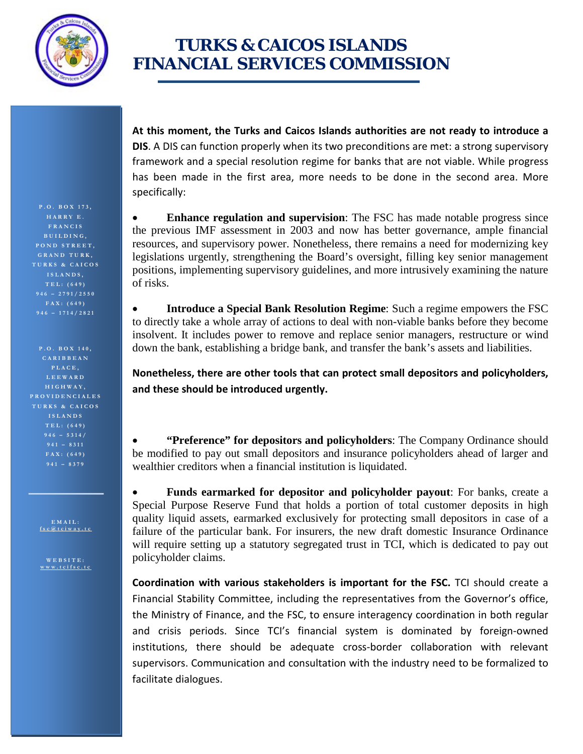# TURKS & CAICOS ISLANDS FINANCIAL SERVICES COMMISSION

P.O. BOX 173, HARRY E. FRANCIS BUILDING, POND STREET, GRAND TURK, TURKS & CAICOS ISLANDS, TEL: (649) 946 – 2791/2550 FAX: (649) 946 – 1714/2821

P.O. BOX 140, CARIBBEAN PLACE, LEEWARD HIGHWAY, PROVIDENCIALES TURKS & CAICOS ISLANDS TEL: (649) 946 – 5314/ 941 – 8311 FAX: (649) 941 – 8379

EMAIL: fsc@tciway.tc

WEBSITE: www.tcifsc.tc

**At this moment, the Turks and Caicos Islands authorities are not ready to introduce a DIS**. A DIS can function properly when its two preconditions are met: a strong supervisory framework and a special resolution regime for banks that are not viable. While progress has been made in the first area, more needs to be done in the second area. More specifically:

- **Enhance regulation and supervision**: The FSC has made notable progress since the previous IMF assessment in 2003 and now has better governance, ample financial resources, and supervisory power. Nonetheless, there remains a need for modernizing key legislations urgently, strengthening the Board's oversight, filling key senior management positions, implementing supervisory guidelines, and more intrusively examining the nature of risks.

- **Introduce a Special Bank Resolution Regime**: Such a regime empowers the FSC to directly take a whole array of actions to deal with non-viable banks before they become insolvent. It includes power to remove and replace senior managers, restructure or wind down the bank, establishing a bridge bank, and transfer the bank's assets and liabilities.

**Nonetheless, there are other tools that can protect small depositors and policyholders, and these should be introduced urgently.**

- **"Preference" for depositors and policyholders**: The Company Ordinance should be modified to pay out small depositors and insurance policyholders ahead of larger and wealthier creditors when a financial institution is liquidated.

- **Funds earmarked for depositor and policyholder payout**: For banks, create a Special Purpose Reserve Fund that holds a portion of total customer deposits in high quality liquid assets, earmarked exclusively for protecting small depositors in case of a failure of the particular bank. For insurers, the new draft domestic Insurance Ordinance will require setting up a statutory segregated trust in TCI, which is dedicated to pay out policyholder claims.

**Coordination with various stakeholders is important for the FSC.** TCI should create a Financial Stability Committee, including the representatives from the Governor's office, the Ministry of Finance, and the FSC, to ensure interagency coordination in both regular and crisis periods. Since TCI's financial system is dominated by foreign-owned institutions, there should be adequate cross-border collaboration with relevant supervisors. Communication and consultation with the industry need to be formalized to facilitate dialogues.